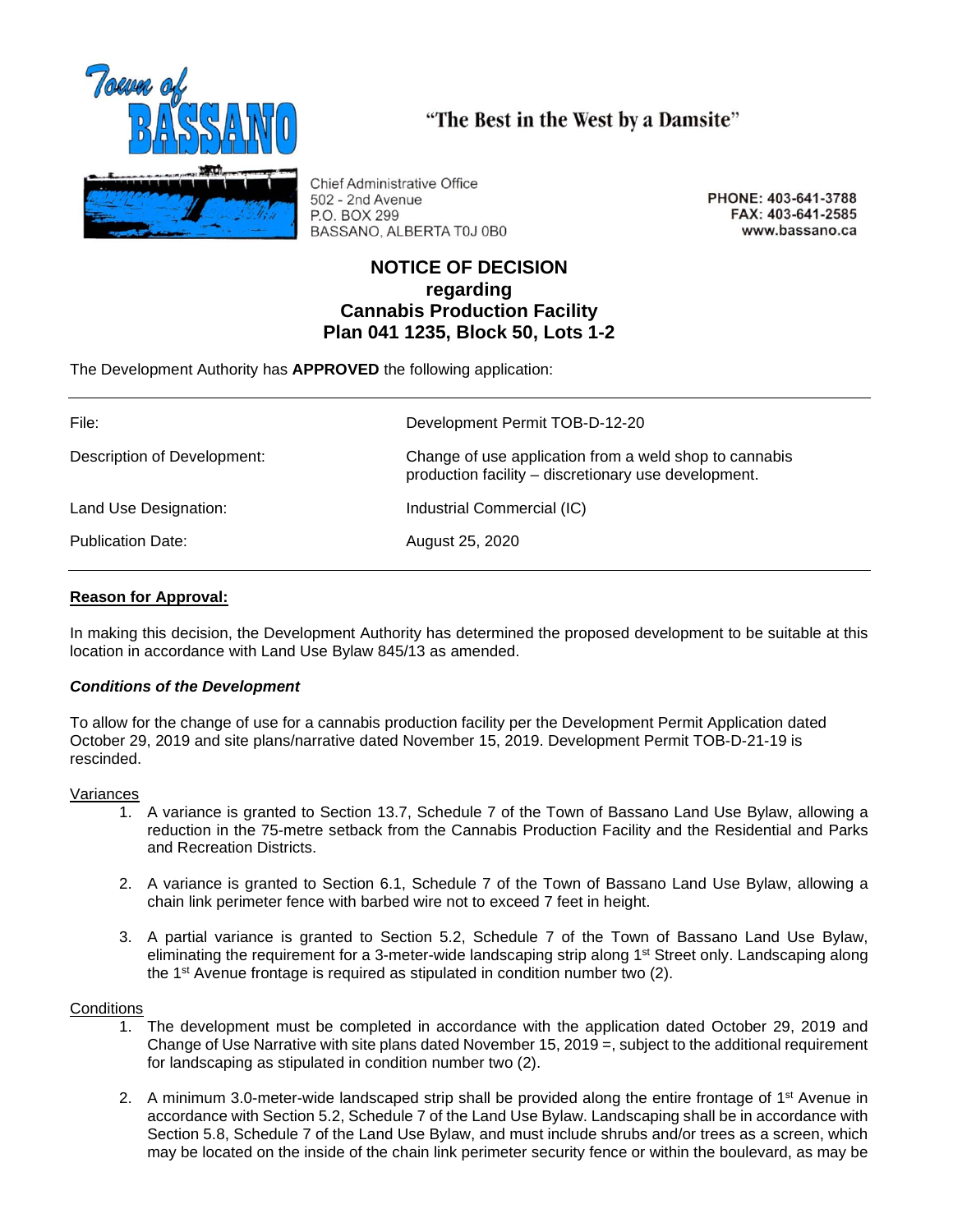Town of BASSANO

“The Best in the West by a Damsite”

Chief Administrative Office
502 - 2nd Avenue
P.O. BOX 299
BASSANO, ALBERTA T0J 0B0

PHONE: 403-641-3788
FAX: 403-641-2585
www.bassano.ca

# NOTICE OF DECISION regarding Cannabis Production Facility Plan 041 1235, Block 50, Lots 1-2

The Development Authority has **APPROVED** the following application:

| | |
|---|---|
| File: | Development Permit TOB-D-12-20 |
| Description of Development: | Change of use application from a weld shop to cannabis production facility – discretionary use development. |
| Land Use Designation: | Industrial Commercial (IC) |
| Publication Date: | August 25, 2020 |

**Reason for Approval:**

In making this decision, the Development Authority has determined the proposed development to be suitable at this location in accordance with Land Use Bylaw 845/13 as amended.

***Conditions of the Development***

To allow for the change of use for a cannabis production facility per the Development Permit Application dated October 29, 2019 and site plans/narrative dated November 15, 2019. Development Permit TOB-D-21-19 is rescinded.

Variances

1. A variance is granted to Section 13.7, Schedule 7 of the Town of Bassano Land Use Bylaw, allowing a reduction in the 75-metre setback from the Cannabis Production Facility and the Residential and Parks and Recreation Districts.

2. A variance is granted to Section 6.1, Schedule 7 of the Town of Bassano Land Use Bylaw, allowing a chain link perimeter fence with barbed wire not to exceed 7 feet in height.

3. A partial variance is granted to Section 5.2, Schedule 7 of the Town of Bassano Land Use Bylaw, eliminating the requirement for a 3-meter-wide landscaping strip along 1st Street only. Landscaping along the 1st Avenue frontage is required as stipulated in condition number two (2).

Conditions

1. The development must be completed in accordance with the application dated October 29, 2019 and Change of Use Narrative with site plans dated November 15, 2019 =, subject to the additional requirement for landscaping as stipulated in condition number two (2).

2. A minimum 3.0-meter-wide landscaped strip shall be provided along the entire frontage of 1st Avenue in accordance with Section 5.2, Schedule 7 of the Land Use Bylaw. Landscaping shall be in accordance with Section 5.8, Schedule 7 of the Land Use Bylaw, and must include shrubs and/or trees as a screen, which may be located on the inside of the chain link perimeter security fence or within the boulevard, as may be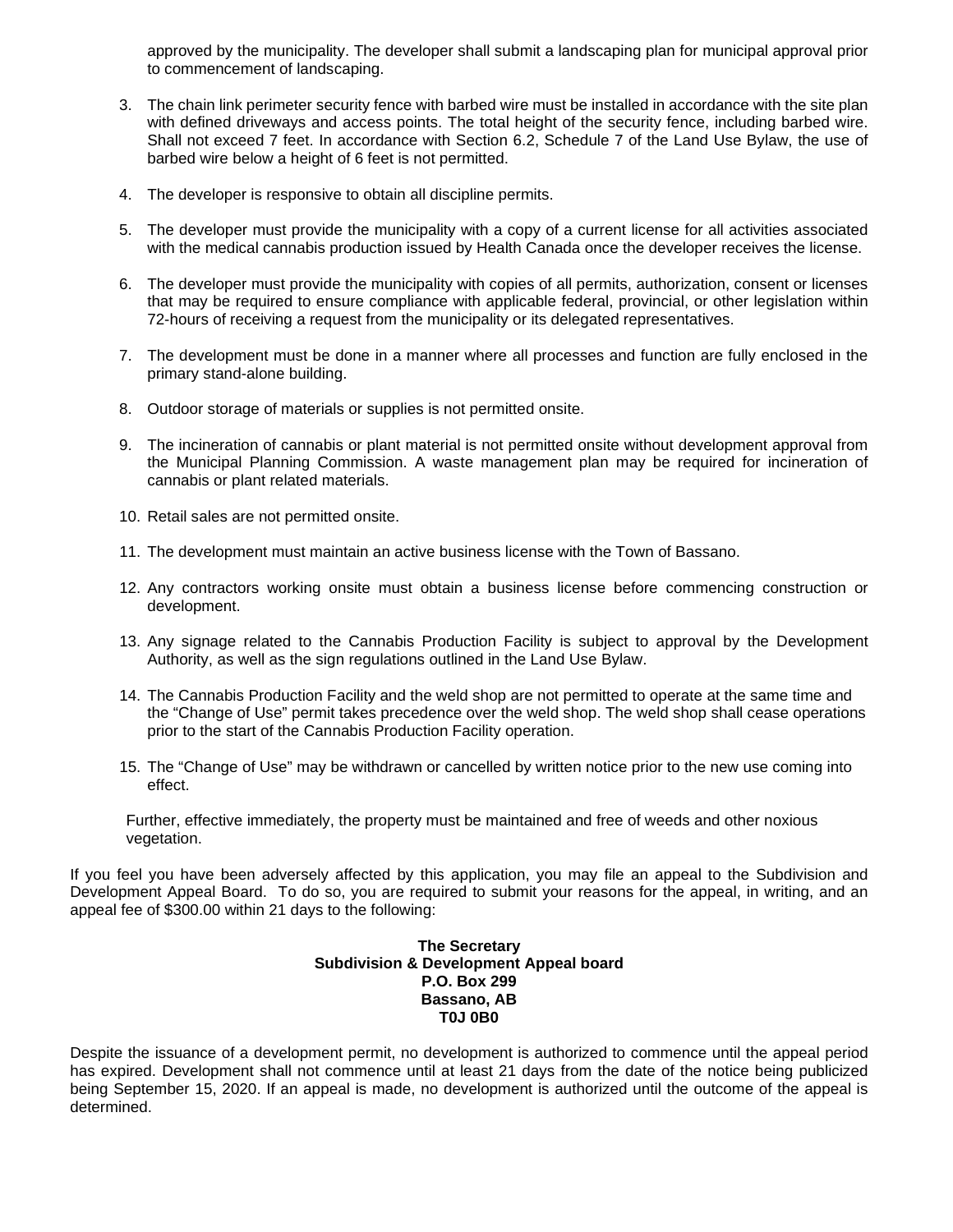approved by the municipality. The developer shall submit a landscaping plan for municipal approval prior to commencement of landscaping.

3. The chain link perimeter security fence with barbed wire must be installed in accordance with the site plan with defined driveways and access points. The total height of the security fence, including barbed wire. Shall not exceed 7 feet. In accordance with Section 6.2, Schedule 7 of the Land Use Bylaw, the use of barbed wire below a height of 6 feet is not permitted.

4. The developer is responsive to obtain all discipline permits.

5. The developer must provide the municipality with a copy of a current license for all activities associated with the medical cannabis production issued by Health Canada once the developer receives the license.

6. The developer must provide the municipality with copies of all permits, authorization, consent or licenses that may be required to ensure compliance with applicable federal, provincial, or other legislation within 72-hours of receiving a request from the municipality or its delegated representatives.

7. The development must be done in a manner where all processes and function are fully enclosed in the primary stand-alone building.

8. Outdoor storage of materials or supplies is not permitted onsite.

9. The incineration of cannabis or plant material is not permitted onsite without development approval from the Municipal Planning Commission. A waste management plan may be required for incineration of cannabis or plant related materials.

10. Retail sales are not permitted onsite.

11. The development must maintain an active business license with the Town of Bassano.

12. Any contractors working onsite must obtain a business license before commencing construction or development.

13. Any signage related to the Cannabis Production Facility is subject to approval by the Development Authority, as well as the sign regulations outlined in the Land Use Bylaw.

14. The Cannabis Production Facility and the weld shop are not permitted to operate at the same time and the "Change of Use" permit takes precedence over the weld shop. The weld shop shall cease operations prior to the start of the Cannabis Production Facility operation.

15. The "Change of Use" may be withdrawn or cancelled by written notice prior to the new use coming into effect.

Further, effective immediately, the property must be maintained and free of weeds and other noxious vegetation.

If you feel you have been adversely affected by this application, you may file an appeal to the Subdivision and Development Appeal Board. To do so, you are required to submit your reasons for the appeal, in writing, and an appeal fee of $300.00 within 21 days to the following:

**The Secretary**
**Subdivision & Development Appeal board**
**P.O. Box 299**
**Bassano, AB**
**T0J 0B0**

Despite the issuance of a development permit, no development is authorized to commence until the appeal period has expired. Development shall not commence until at least 21 days from the date of the notice being publicized being September 15, 2020. If an appeal is made, no development is authorized until the outcome of the appeal is determined.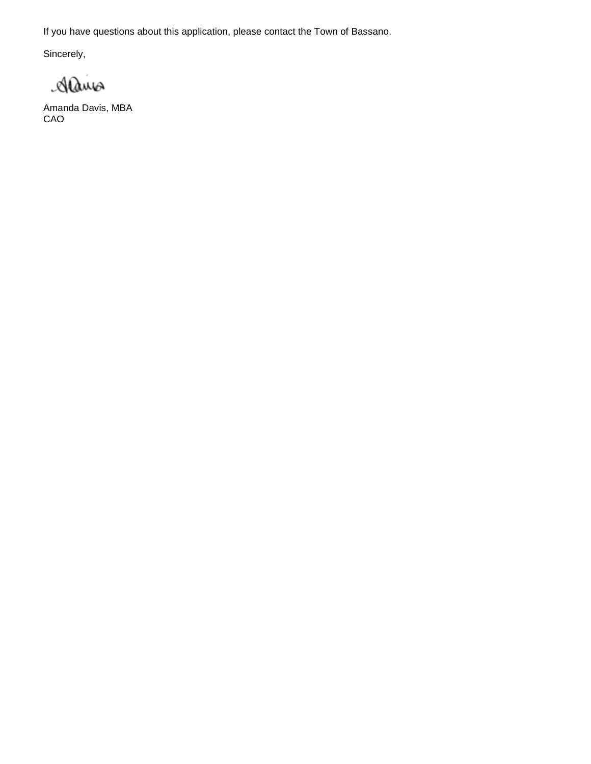If you have questions about this application, please contact the Town of Bassano.

Sincerely,

Amanda Davis, MBA
CAO